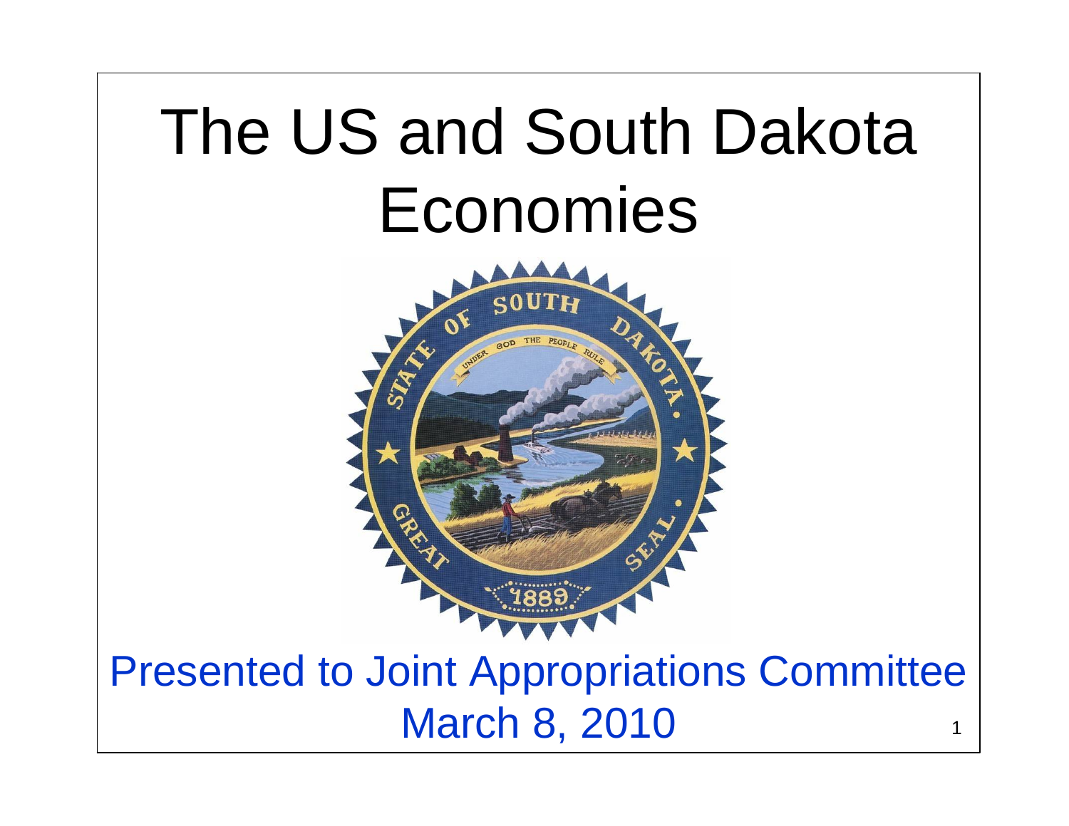# The US and South Dakota Economies

Presented to Joint Appropriations Committee

March 8, 2010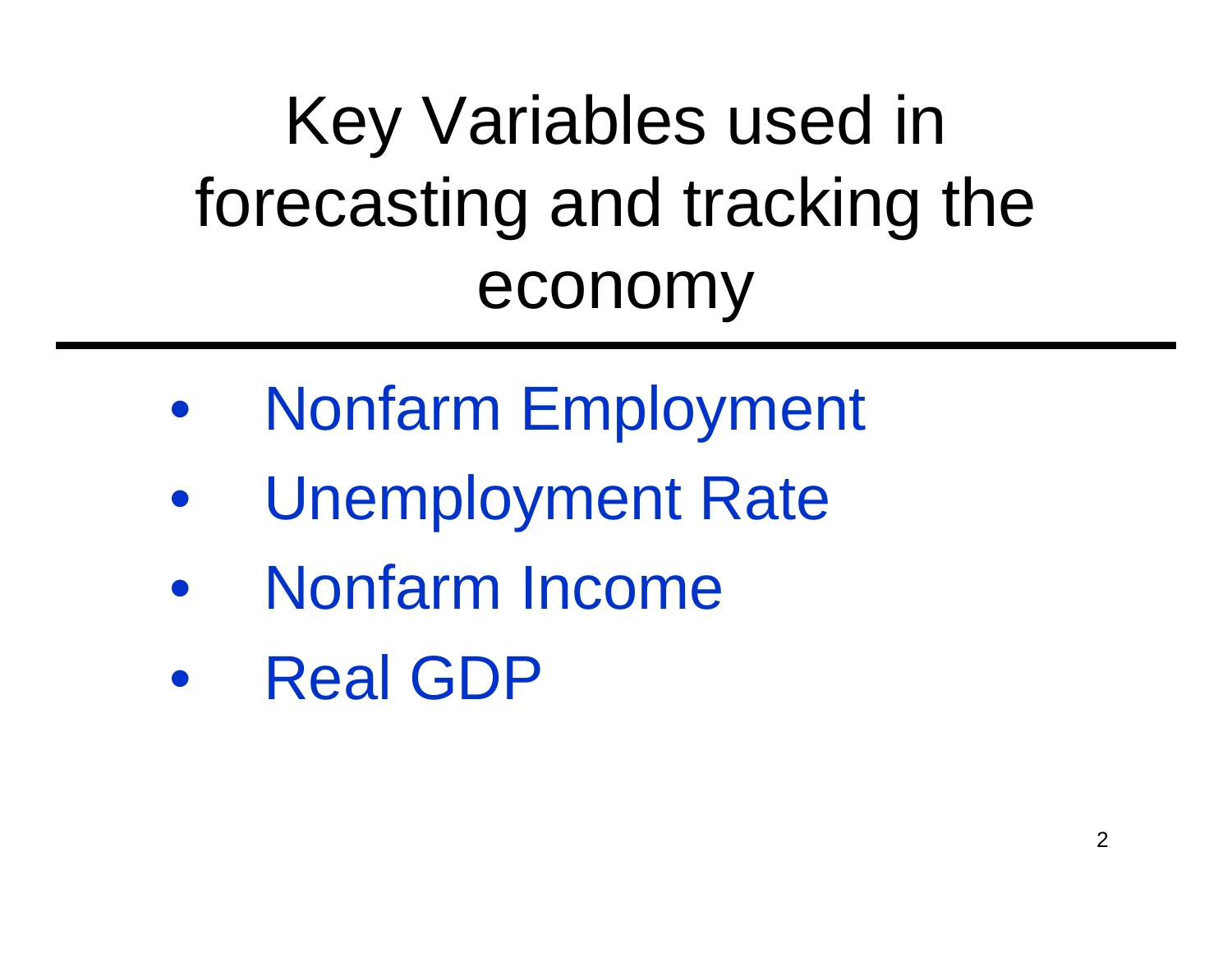# Key Variables used in forecasting and tracking the economy

- Nonfarm Employment
- Unemployment Rate
- Nonfarm Income
- Real GDP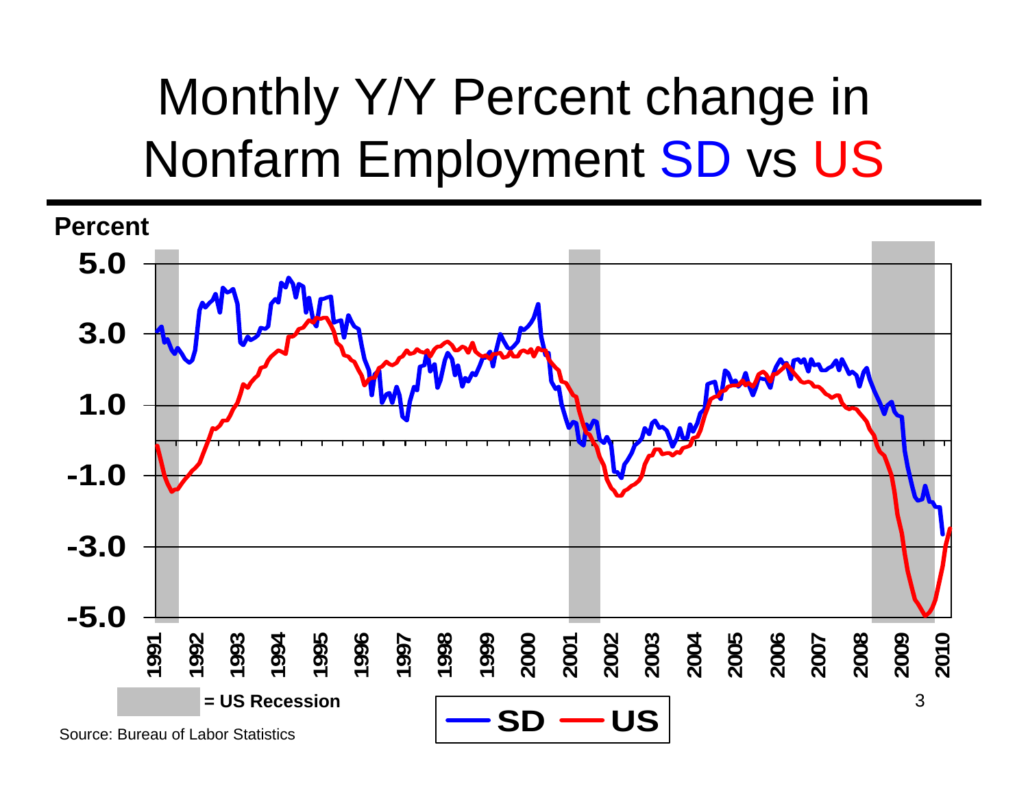# Monthly Y/Y Percent change in Nonfarm Employment SD vs US

Percent

5.0
3.0
1.0
-1.0
-3.0
-5.0

1991 1992 1993 1994 1995 1996 1997 1998 1999 2000 2001 2002 2003 2004 2005 2006 2007 2008 2009 2010

= US Recession

SD US

Source: Bureau of Labor Statistics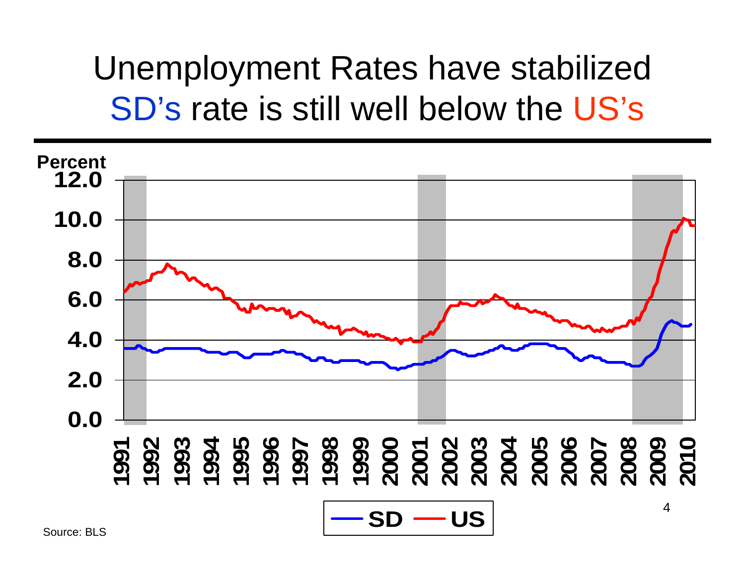# Unemployment Rates have stabilized
# SD's rate is still well below the US's

Percent

12.0
10.0
8.0
6.0
4.0
2.0
0.0

1991 1992 1993 1994 1995 1996 1997 1998 1999 2000 2001 2002 2003 2004 2005 2006 2007 2008 2009 2010

SD US

Source: BLS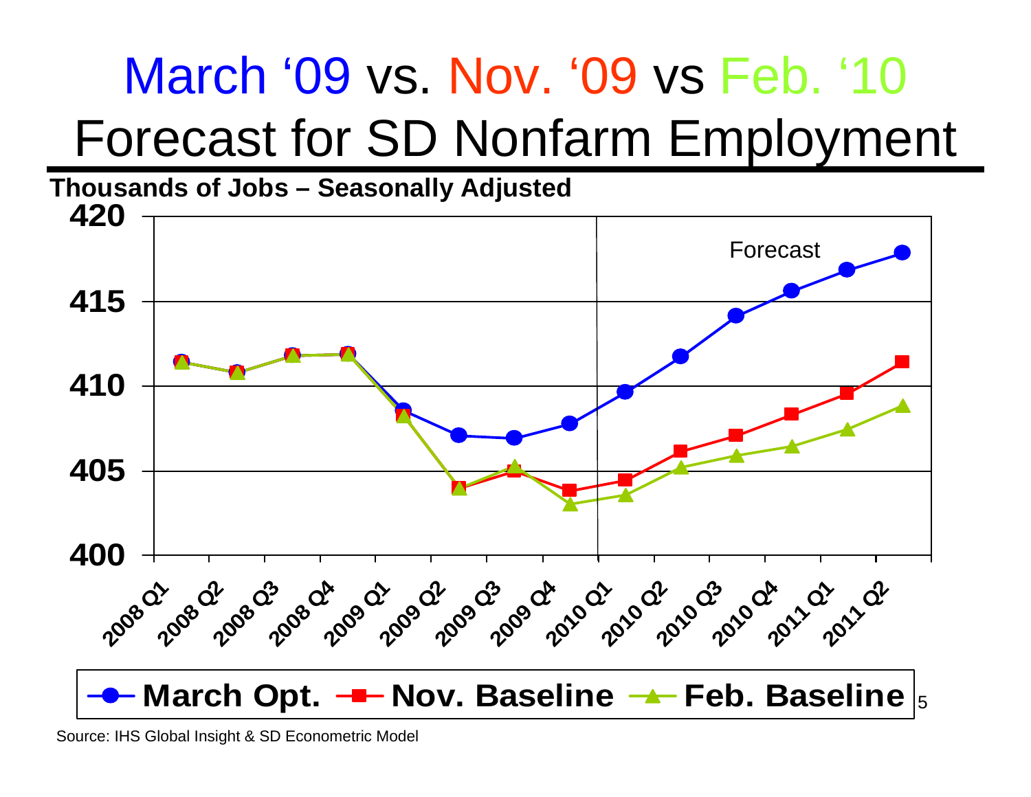# March '09 vs. Nov. '09 vs Feb. '10 Forecast for SD Nonfarm Employment

Thousands of Jobs – Seasonally Adjusted

Source: IHS Global Insight & SD Econometric Model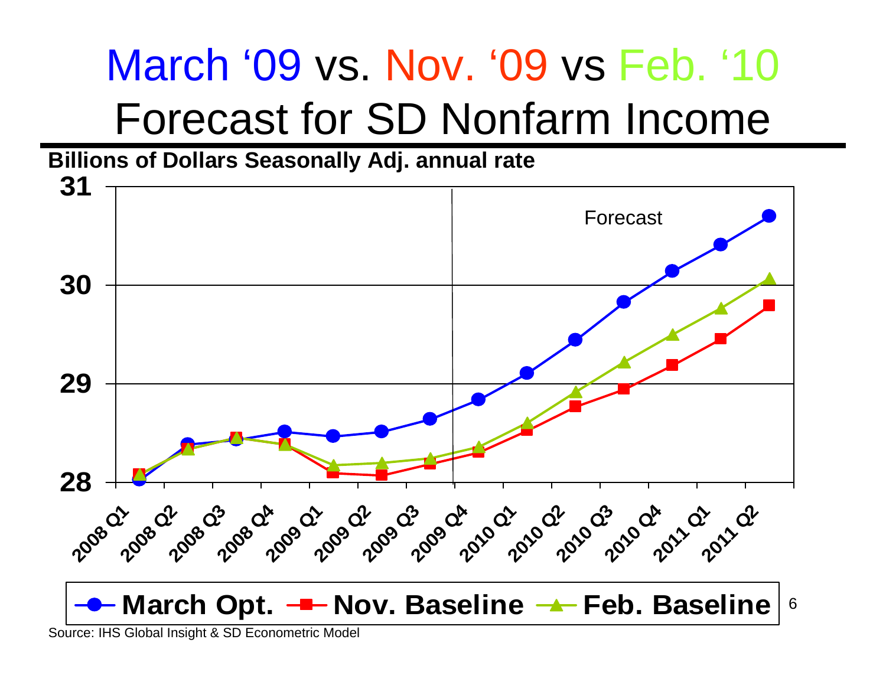# March '09 vs. Nov. '09 vs Feb. '10 Forecast for SD Nonfarm Income

**Billions of Dollars Seasonally Adj. annual rate**

Forecast

**March Opt.** **Nov. Baseline** **Feb. Baseline**

Source: IHS Global Insight & SD Econometric Model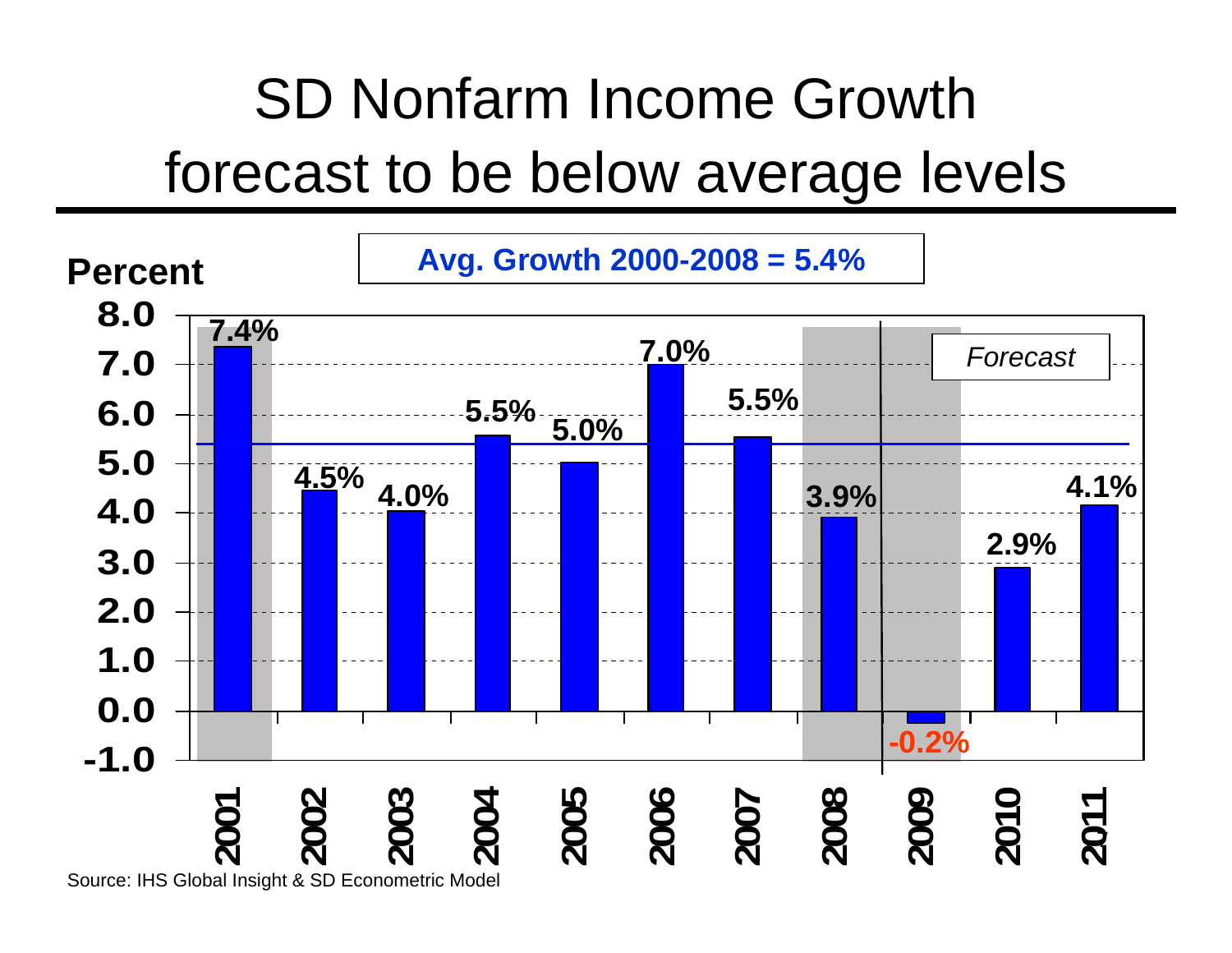# SD Nonfarm Income Growth forecast to be below average levels

**Avg. Growth 2000-2008 = 5.4%**

Percent

| Year | Growth |
|---|---|
| 2001 | 7.4% |
| 2002 | 4.5% |
| 2003 | 4.0% |
| 2004 | 5.5% |
| 2005 | 5.0% |
| 2006 | 7.0% |
| 2007 | 5.5% |
| 2008 | 3.9% |
| 2009 | -0.2% |
| 2010 | 2.9% |
| 2011 | 4.1% |

*Forecast*

Source: IHS Global Insight & SD Econometric Model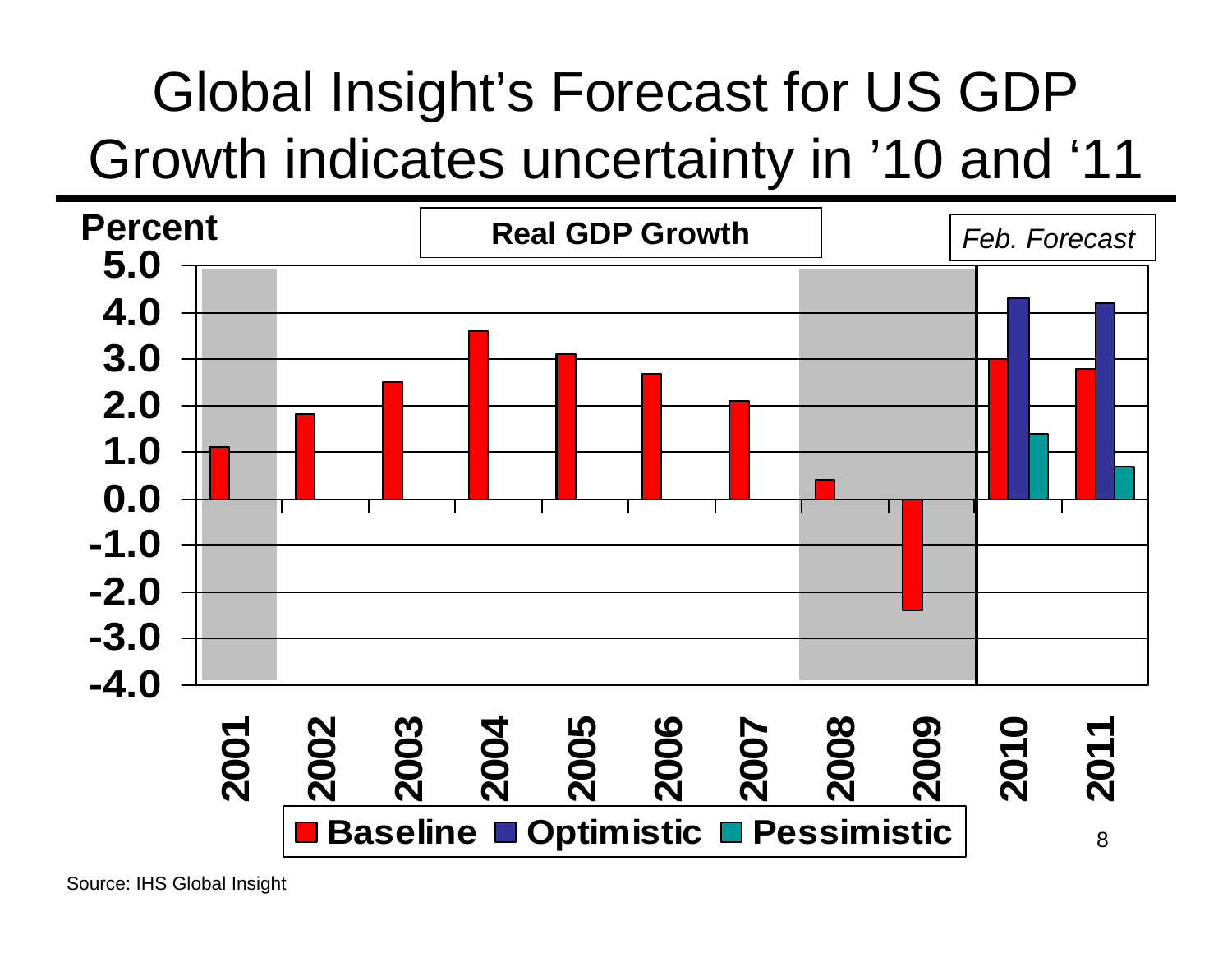# Global Insight's Forecast for US GDP Growth indicates uncertainty in '10 and '11

**Real GDP Growth**

*Feb. Forecast*

**Percent**

**5.0**
**4.0**
**3.0**
**2.0**
**1.0**
**0.0**
**-1.0**
**-2.0**
**-3.0**
**-4.0**

**2001 2002 2003 2004 2005 2006 2007 2008 2009 2010 2011**

**Baseline** **Optimistic** **Pessimistic**

Source: IHS Global Insight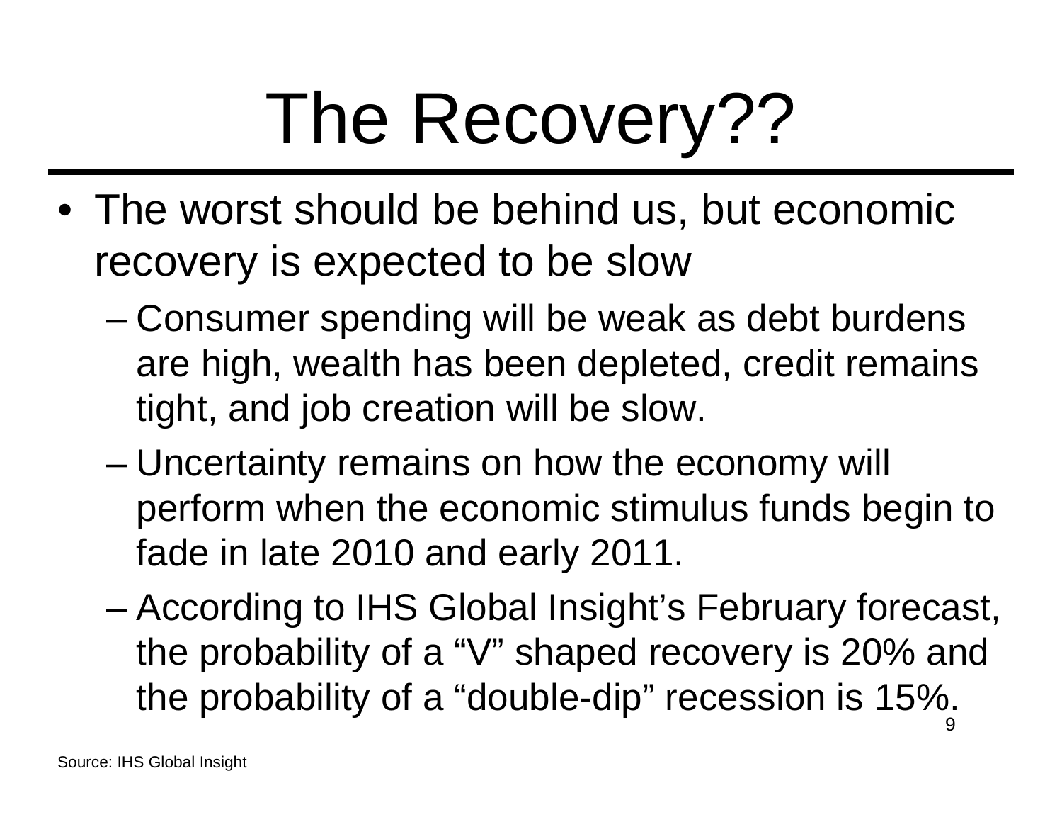# The Recovery??

- The worst should be behind us, but economic recovery is expected to be slow
  - Consumer spending will be weak as debt burdens are high, wealth has been depleted, credit remains tight, and job creation will be slow.
  - Uncertainty remains on how the economy will perform when the economic stimulus funds begin to fade in late 2010 and early 2011.
  - According to IHS Global Insight’s February forecast, the probability of a “V” shaped recovery is 20% and the probability of a “double-dip” recession is 15%.

Source: IHS Global Insight